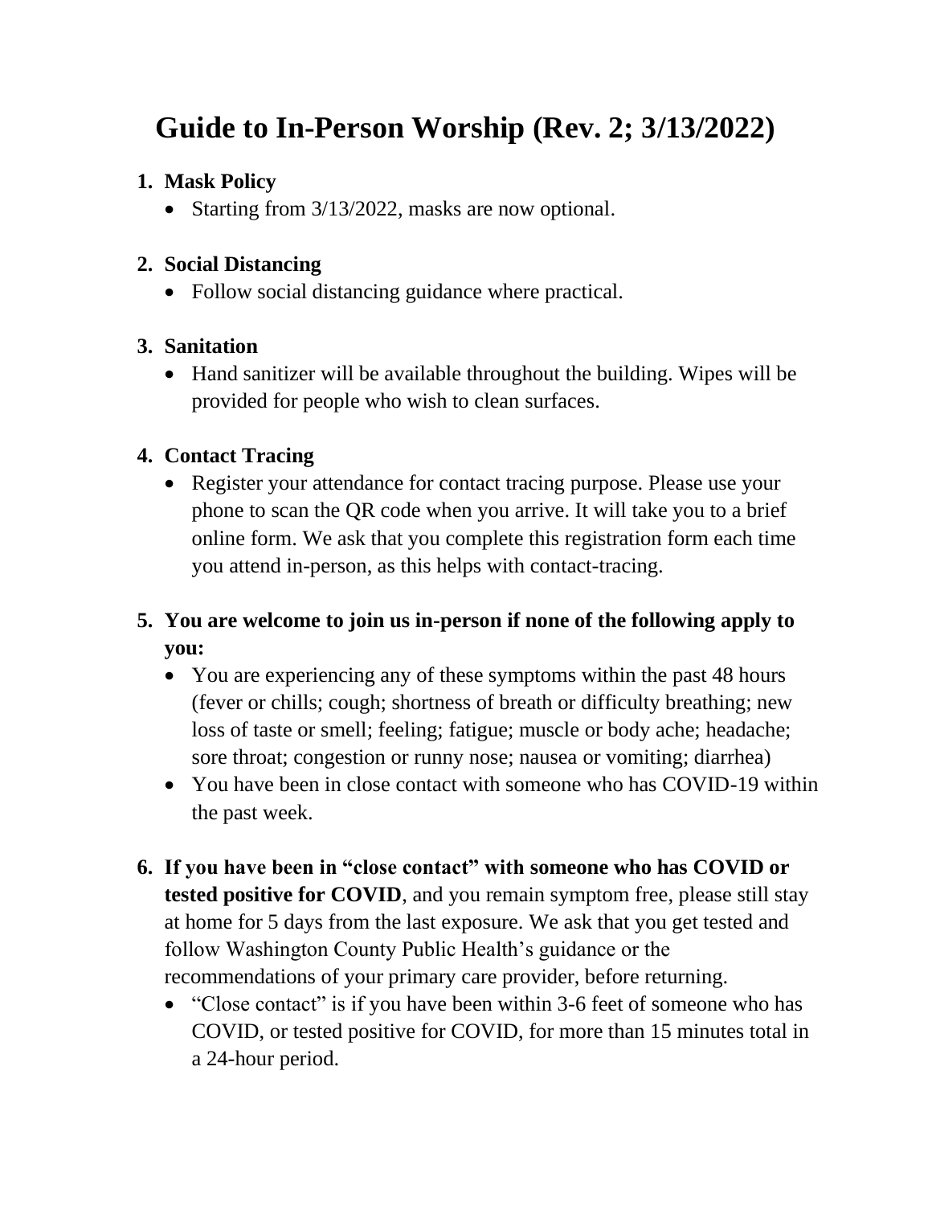# Guide to In-Person Worship (Rev. 2; 3/13/2022)

1. **Mask Policy**
   - Starting from 3/13/2022, masks are now optional.

2. **Social Distancing**
   - Follow social distancing guidance where practical.

3. **Sanitation**
   - Hand sanitizer will be available throughout the building. Wipes will be provided for people who wish to clean surfaces.

4. **Contact Tracing**
   - Register your attendance for contact tracing purpose. Please use your phone to scan the QR code when you arrive. It will take you to a brief online form. We ask that you complete this registration form each time you attend in-person, as this helps with contact-tracing.

5. **You are welcome to join us in-person if none of the following apply to you:**
   - You are experiencing any of these symptoms within the past 48 hours (fever or chills; cough; shortness of breath or difficulty breathing; new loss of taste or smell; feeling; fatigue; muscle or body ache; headache; sore throat; congestion or runny nose; nausea or vomiting; diarrhea)
   - You have been in close contact with someone who has COVID-19 within the past week.

6. **If you have been in "close contact" with someone who has COVID or tested positive for COVID**, and you remain symptom free, please still stay at home for 5 days from the last exposure. We ask that you get tested and follow Washington County Public Health's guidance or the recommendations of your primary care provider, before returning.
   - "Close contact" is if you have been within 3-6 feet of someone who has COVID, or tested positive for COVID, for more than 15 minutes total in a 24-hour period.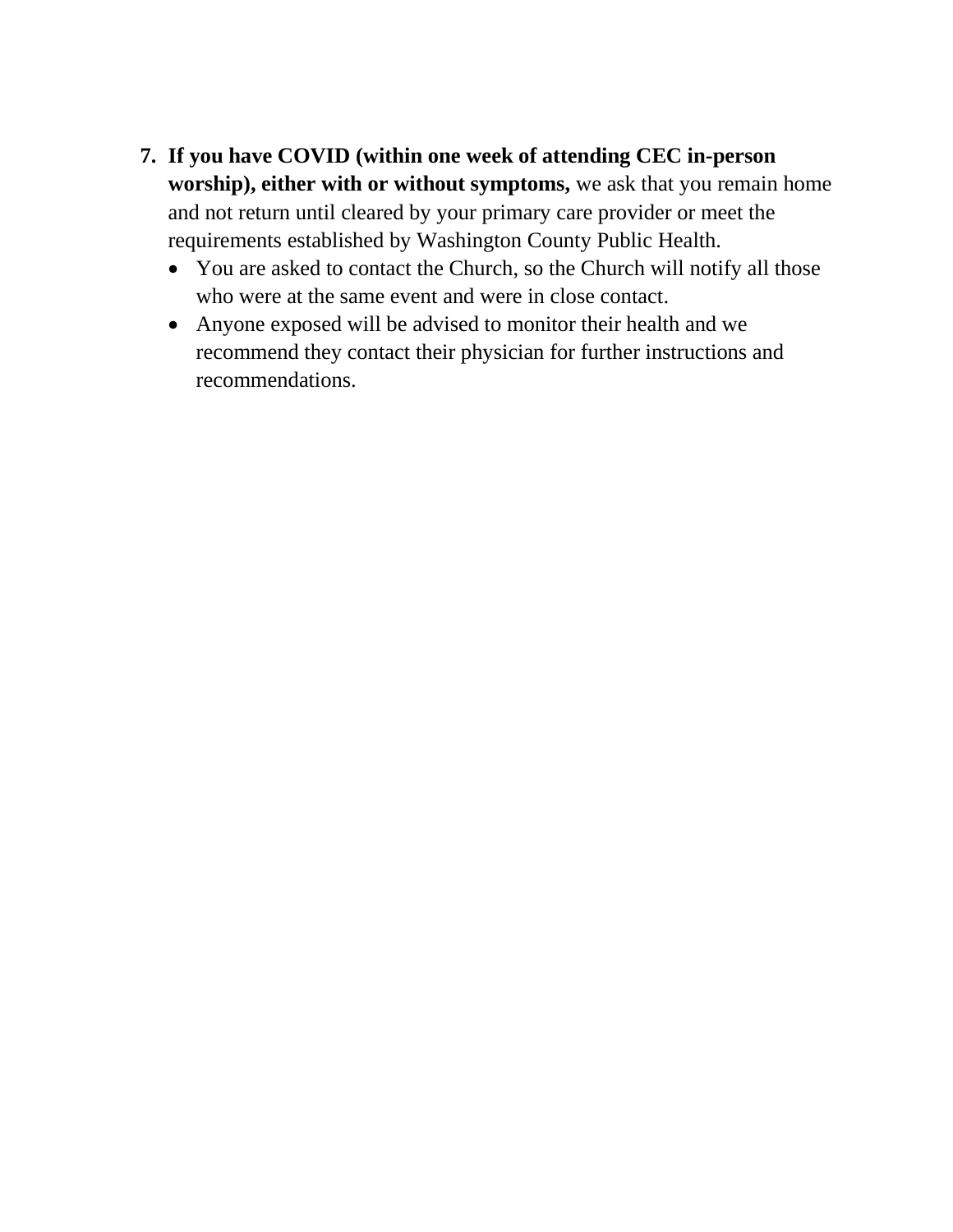7. **If you have COVID (within one week of attending CEC in-person worship), either with or without symptoms,** we ask that you remain home and not return until cleared by your primary care provider or meet the requirements established by Washington County Public Health.
    - You are asked to contact the Church, so the Church will notify all those who were at the same event and were in close contact.
    - Anyone exposed will be advised to monitor their health and we recommend they contact their physician for further instructions and recommendations.